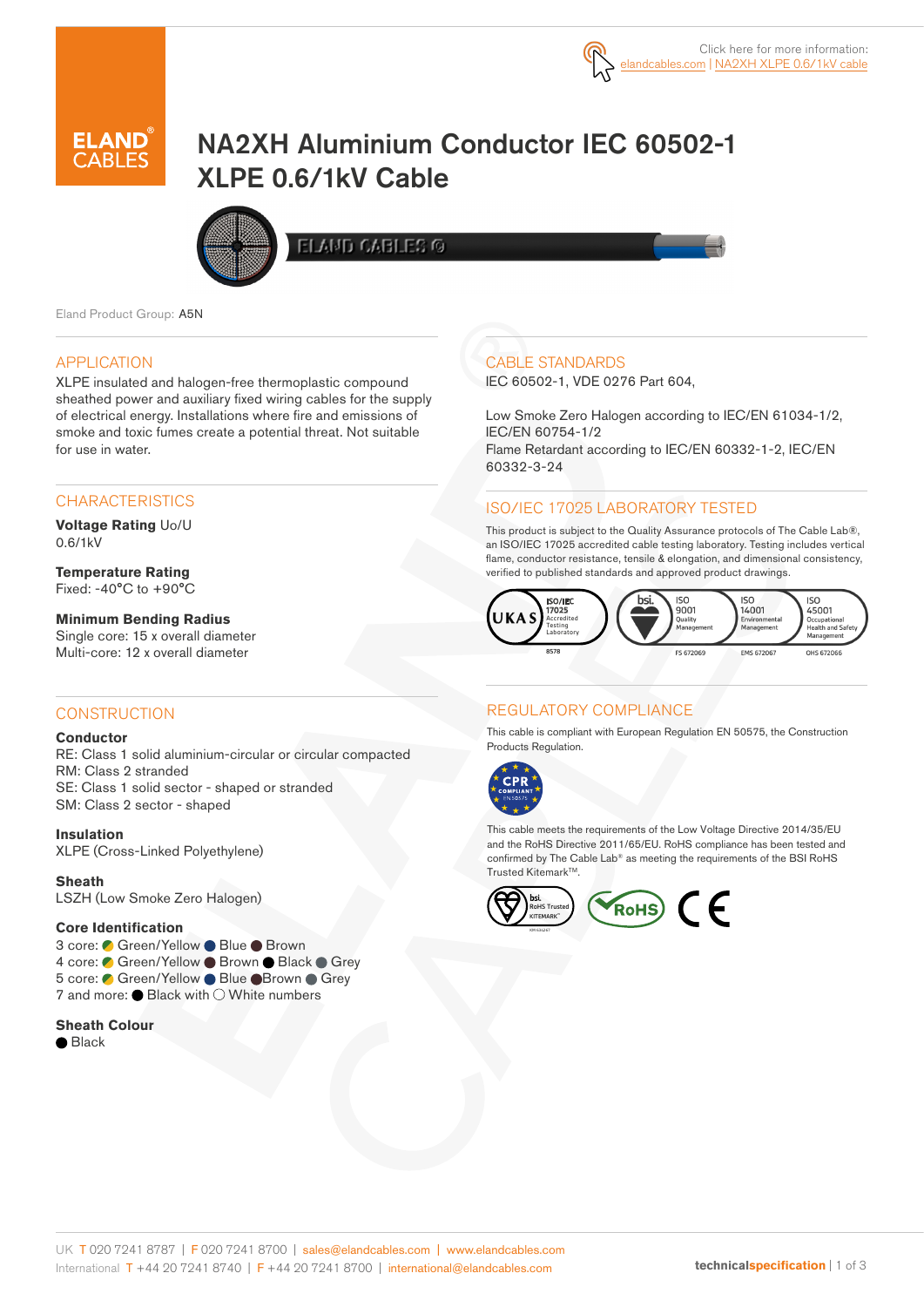Click here for more information: elandcables.com | NA2XH XLPE 0.6/1kV cable

# NA2XH Aluminium Conductor IEC 60502-1 XLPE 0.6/1kV Cable

Eland Product Group: A5N

## APPLICATION

XLPE insulated and halogen-free thermoplastic compound sheathed power and auxiliary fixed wiring cables for the supply of electrical energy. Installations where fire and emissions of smoke and toxic fumes create a potential threat. Not suitable for use in water.

## CHARACTERISTICS

**Voltage Rating** Uo/U
0.6/1kV

**Temperature Rating**
Fixed: -40°C to +90°C

**Minimum Bending Radius**
Single core: 15 x overall diameter
Multi-core: 12 x overall diameter

## CONSTRUCTION

**Conductor**
RE: Class 1 solid aluminium-circular or circular compacted
RM: Class 2 stranded
SE: Class 1 solid sector - shaped or stranded
SM: Class 2 sector - shaped

**Insulation**
XLPE (Cross-Linked Polyethylene)

**Sheath**
LSZH (Low Smoke Zero Halogen)

**Core Identification**
3 core: Green/Yellow, Blue, Brown
4 core: Green/Yellow, Brown, Black, Grey
5 core: Green/Yellow, Blue, Brown, Grey
7 and more: Black with White numbers

**Sheath Colour**
Black

## CABLE STANDARDS

IEC 60502-1, VDE 0276 Part 604,

Low Smoke Zero Halogen according to IEC/EN 61034-1/2, IEC/EN 60754-1/2
Flame Retardant according to IEC/EN 60332-1-2, IEC/EN 60332-3-24

## ISO/IEC 17025 LABORATORY TESTED

This product is subject to the Quality Assurance protocols of The Cable Lab®, an ISO/IEC 17025 accredited cable testing laboratory. Testing includes vertical flame, conductor resistance, tensile & elongation, and dimensional consistency, verified to published standards and approved product drawings.

UKAS ISO/IEC 17025 Accredited Testing Laboratory 8578 | bsi. ISO 9001 Quality Management FS 672069 | ISO 14001 Environmental Management EMS 672067 | ISO 45001 Occupational Health and Safety Management OHS 672066

## REGULATORY COMPLIANCE

This cable is compliant with European Regulation EN 50575, the Construction Products Regulation.

CPR COMPLIANT EN 50575

This cable meets the requirements of the Low Voltage Directive 2014/35/EU and the RoHS Directive 2011/65/EU. RoHS compliance has been tested and confirmed by The Cable Lab® as meeting the requirements of the BSI RoHS Trusted Kitemark™.

bsi. RoHS Trusted KITEMARK | RoHS | CE

UK T 020 7241 8787 | F 020 7241 8700 | sales@elandcables.com | www.elandcables.com
International T +44 20 7241 8740 | F +44 20 7241 8700 | international@elandcables.com

technicalspecification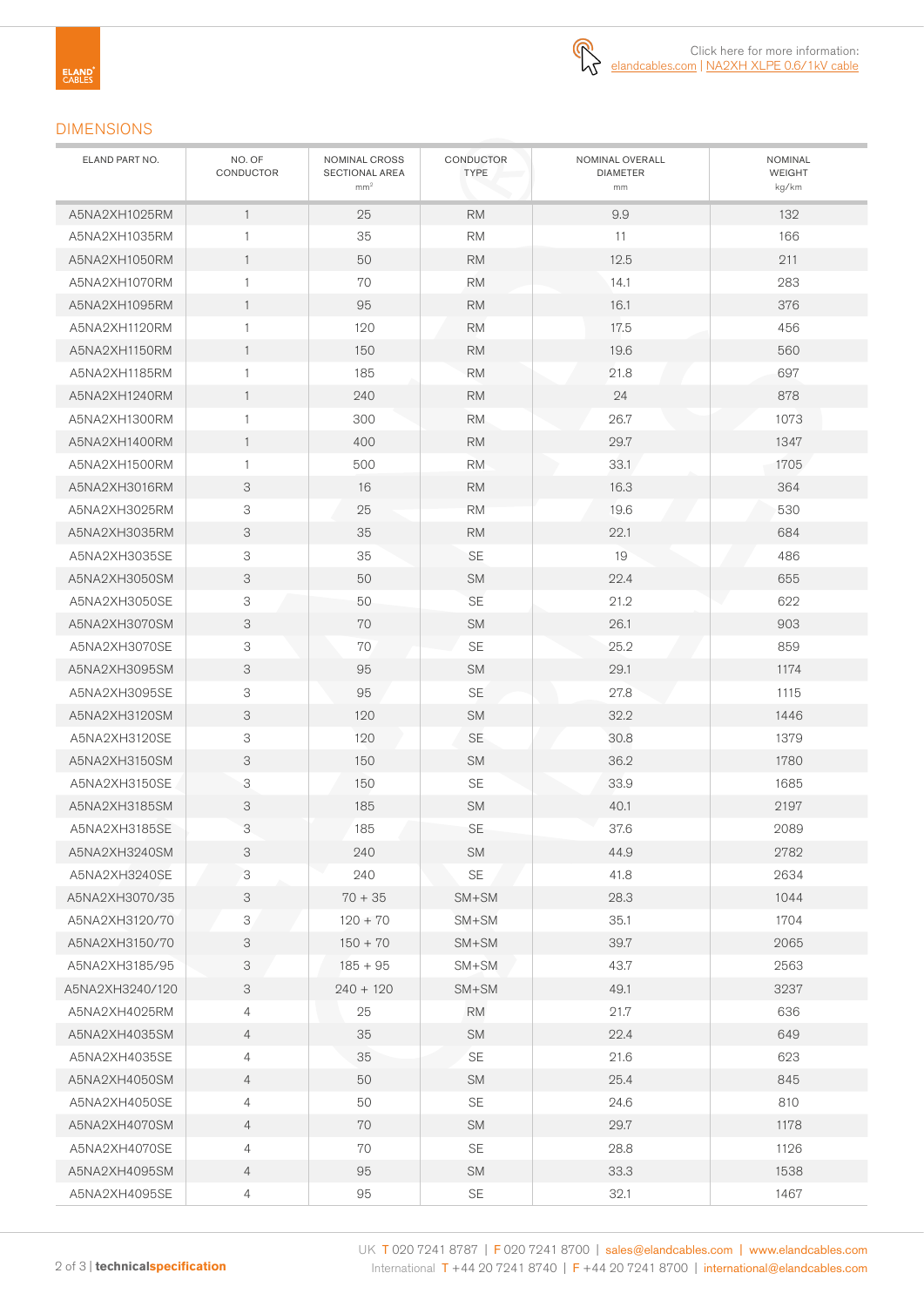Click here for more information: elandcables.com | NA2XH XLPE 0.6/1kV cable

## DIMENSIONS

| ELAND PART NO. | NO. OF CONDUCTOR | NOMINAL CROSS SECTIONAL AREA mm² | CONDUCTOR TYPE | NOMINAL OVERALL DIAMETER mm | NOMINAL WEIGHT kg/km |
|---|---|---|---|---|---|
| A5NA2XH1025RM | 1 | 25 | RM | 9.9 | 132 |
| A5NA2XH1035RM | 1 | 35 | RM | 11 | 166 |
| A5NA2XH1050RM | 1 | 50 | RM | 12.5 | 211 |
| A5NA2XH1070RM | 1 | 70 | RM | 14.1 | 283 |
| A5NA2XH1095RM | 1 | 95 | RM | 16.1 | 376 |
| A5NA2XH1120RM | 1 | 120 | RM | 17.5 | 456 |
| A5NA2XH1150RM | 1 | 150 | RM | 19.6 | 560 |
| A5NA2XH1185RM | 1 | 185 | RM | 21.8 | 697 |
| A5NA2XH1240RM | 1 | 240 | RM | 24 | 878 |
| A5NA2XH1300RM | 1 | 300 | RM | 26.7 | 1073 |
| A5NA2XH1400RM | 1 | 400 | RM | 29.7 | 1347 |
| A5NA2XH1500RM | 1 | 500 | RM | 33.1 | 1705 |
| A5NA2XH3016RM | 3 | 16 | RM | 16.3 | 364 |
| A5NA2XH3025RM | 3 | 25 | RM | 19.6 | 530 |
| A5NA2XH3035RM | 3 | 35 | RM | 22.1 | 684 |
| A5NA2XH3035SE | 3 | 35 | SE | 19 | 486 |
| A5NA2XH3050SM | 3 | 50 | SM | 22.4 | 655 |
| A5NA2XH3050SE | 3 | 50 | SE | 21.2 | 622 |
| A5NA2XH3070SM | 3 | 70 | SM | 26.1 | 903 |
| A5NA2XH3070SE | 3 | 70 | SE | 25.2 | 859 |
| A5NA2XH3095SM | 3 | 95 | SM | 29.1 | 1174 |
| A5NA2XH3095SE | 3 | 95 | SE | 27.8 | 1115 |
| A5NA2XH3120SM | 3 | 120 | SM | 32.2 | 1446 |
| A5NA2XH3120SE | 3 | 120 | SE | 30.8 | 1379 |
| A5NA2XH3150SM | 3 | 150 | SM | 36.2 | 1780 |
| A5NA2XH3150SE | 3 | 150 | SE | 33.9 | 1685 |
| A5NA2XH3185SM | 3 | 185 | SM | 40.1 | 2197 |
| A5NA2XH3185SE | 3 | 185 | SE | 37.6 | 2089 |
| A5NA2XH3240SM | 3 | 240 | SM | 44.9 | 2782 |
| A5NA2XH3240SE | 3 | 240 | SE | 41.8 | 2634 |
| A5NA2XH3070/35 | 3 | 70 + 35 | SM+SM | 28.3 | 1044 |
| A5NA2XH3120/70 | 3 | 120 + 70 | SM+SM | 35.1 | 1704 |
| A5NA2XH3150/70 | 3 | 150 + 70 | SM+SM | 39.7 | 2065 |
| A5NA2XH3185/95 | 3 | 185 + 95 | SM+SM | 43.7 | 2563 |
| A5NA2XH3240/120 | 3 | 240 + 120 | SM+SM | 49.1 | 3237 |
| A5NA2XH4025RM | 4 | 25 | RM | 21.7 | 636 |
| A5NA2XH4035SM | 4 | 35 | SM | 22.4 | 649 |
| A5NA2XH4035SE | 4 | 35 | SE | 21.6 | 623 |
| A5NA2XH4050SM | 4 | 50 | SM | 25.4 | 845 |
| A5NA2XH4050SE | 4 | 50 | SE | 24.6 | 810 |
| A5NA2XH4070SM | 4 | 70 | SM | 29.7 | 1178 |
| A5NA2XH4070SE | 4 | 70 | SE | 28.8 | 1126 |
| A5NA2XH4095SM | 4 | 95 | SM | 33.3 | 1538 |
| A5NA2XH4095SE | 4 | 95 | SE | 32.1 | 1467 |

UK T 020 7241 8787 | F 020 7241 8700 | sales@elandcables.com | www.elandcables.com
International T +44 20 7241 8740 | F +44 20 7241 8700 | international@elandcables.com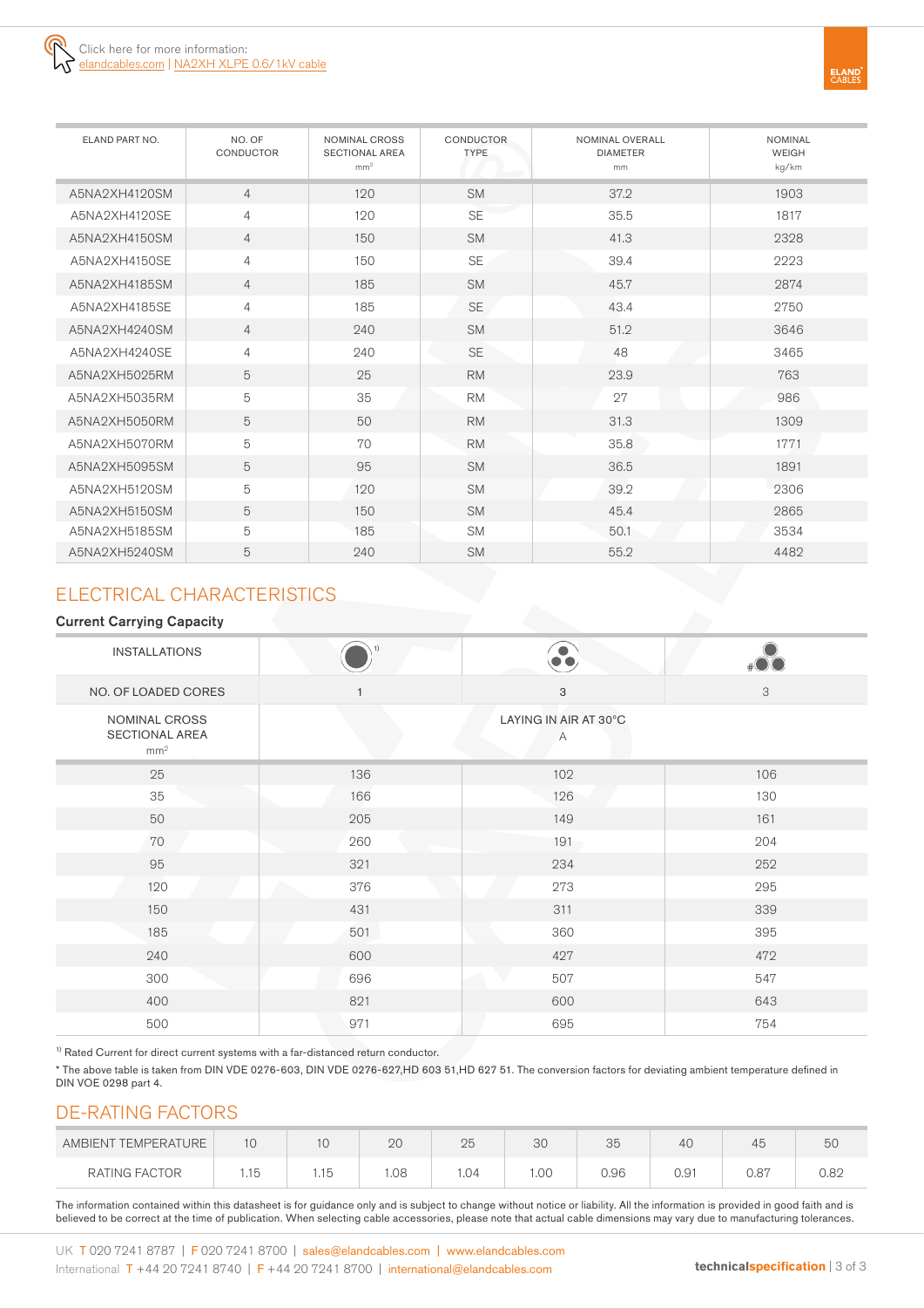Click here for more information: elandcables.com | NA2XH XLPE 0.6/1kV cable

| ELAND PART NO. | NO. OF CONDUCTOR | NOMINAL CROSS SECTIONAL AREA mm² | CONDUCTOR TYPE | NOMINAL OVERALL DIAMETER mm | NOMINAL WEIGH kg/km |
|---|---|---|---|---|---|
| A5NA2XH4120SM | 4 | 120 | SM | 37.2 | 1903 |
| A5NA2XH4120SE | 4 | 120 | SE | 35.5 | 1817 |
| A5NA2XH4150SM | 4 | 150 | SM | 41.3 | 2328 |
| A5NA2XH4150SE | 4 | 150 | SE | 39.4 | 2223 |
| A5NA2XH4185SM | 4 | 185 | SM | 45.7 | 2874 |
| A5NA2XH4185SE | 4 | 185 | SE | 43.4 | 2750 |
| A5NA2XH4240SM | 4 | 240 | SM | 51.2 | 3646 |
| A5NA2XH4240SE | 4 | 240 | SE | 48 | 3465 |
| A5NA2XH5025RM | 5 | 25 | RM | 23.9 | 763 |
| A5NA2XH5035RM | 5 | 35 | RM | 27 | 986 |
| A5NA2XH5050RM | 5 | 50 | RM | 31.3 | 1309 |
| A5NA2XH5070RM | 5 | 70 | RM | 35.8 | 1771 |
| A5NA2XH5095SM | 5 | 95 | SM | 36.5 | 1891 |
| A5NA2XH5120SM | 5 | 120 | SM | 39.2 | 2306 |
| A5NA2XH5150SM | 5 | 150 | SM | 45.4 | 2865 |
| A5NA2XH5185SM | 5 | 185 | SM | 50.1 | 3534 |
| A5NA2XH5240SM | 5 | 240 | SM | 55.2 | 4482 |

## ELECTRICAL CHARACTERISTICS

### Current Carrying Capacity

| INSTALLATIONS | [1] | | |
|---|---|---|---|
| NO. OF LOADED CORES | 1 | 3 | 3 |
| NOMINAL CROSS SECTIONAL AREA mm² | LAYING IN AIR AT 30°C A | | |
| 25 | 136 | 102 | 106 |
| 35 | 166 | 126 | 130 |
| 50 | 205 | 149 | 161 |
| 70 | 260 | 191 | 204 |
| 95 | 321 | 234 | 252 |
| 120 | 376 | 273 | 295 |
| 150 | 431 | 311 | 339 |
| 185 | 501 | 360 | 395 |
| 240 | 600 | 427 | 472 |
| 300 | 696 | 507 | 547 |
| 400 | 821 | 600 | 643 |
| 500 | 971 | 695 | 754 |

[1] Rated Current for direct current systems with a far-distanced return conductor.

* The above table is taken from DIN VDE 0276-603, DIN VDE 0276-627,HD 603 51,HD 627 51. The conversion factors for deviating ambient temperature defined in DIN VOE 0298 part 4.

## DE-RATING FACTORS

| AMBIENT TEMPERATURE | 10 | 10 | 20 | 25 | 30 | 35 | 40 | 45 | 50 |
|---|---|---|---|---|---|---|---|---|---|
| RATING FACTOR | 1.15 | 1.15 | 1.08 | 1.04 | 1.00 | 0.96 | 0.91 | 0.87 | 0.82 |

The information contained within this datasheet is for guidance only and is subject to change without notice or liability. All the information is provided in good faith and is believed to be correct at the time of publication. When selecting cable accessories, please note that actual cable dimensions may vary due to manufacturing tolerances.

UK T 020 7241 8787 | F 020 7241 8700 | sales@elandcables.com | www.elandcables.com
International T +44 20 7241 8740 | F +44 20 7241 8700 | international@elandcables.com